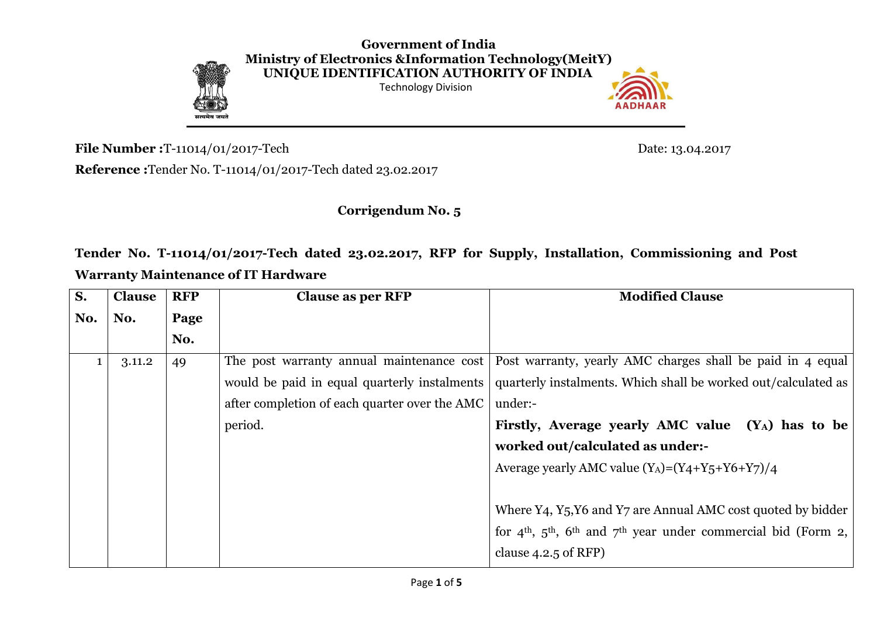**Government of India**
**Ministry of Electronics &Information Technology(MeitY)**
**UNIQUE IDENTIFICATION AUTHORITY OF INDIA**
Technology Division

**File Number :**T-11014/01/2017-Tech

Date: 13.04.2017

**Reference :**Tender No. T-11014/01/2017-Tech dated 23.02.2017

## Corrigendum No. 5

### Tender No. T-11014/01/2017-Tech dated 23.02.2017, RFP for Supply, Installation, Commissioning and Post Warranty Maintenance of IT Hardware

| S. No. | Clause No. | RFP Page No. | Clause as per RFP | Modified Clause |
|---|---|---|---|---|
| 1 | 3.11.2 | 49 | The post warranty annual maintenance cost would be paid in equal quarterly instalments after completion of each quarter over the AMC period. | Post warranty, yearly AMC charges shall be paid in 4 equal quarterly instalments. Which shall be worked out/calculated as under:- **Firstly, Average yearly AMC value ($Y_A$) has to be worked out/calculated as under:-** Average yearly AMC value $(Y_A)=(Y4+Y5+Y6+Y7)/4$ Where Y4, Y5,Y6 and Y7 are Annual AMC cost quoted by bidder for 4th, 5th, 6th and 7th year under commercial bid (Form 2, clause 4.2.5 of RFP) |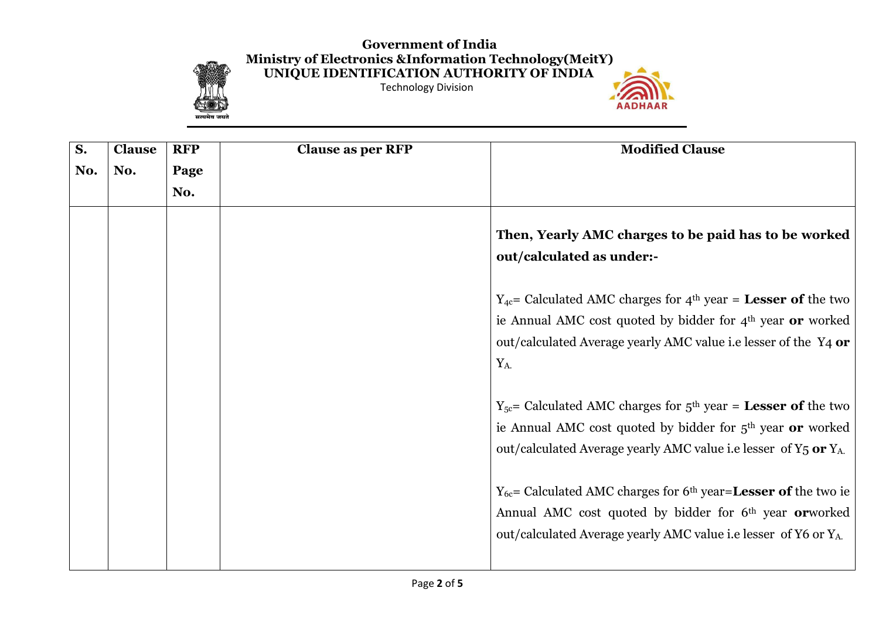# Government of India
## Ministry of Electronics &Information Technology(MeitY)
## UNIQUE IDENTIFICATION AUTHORITY OF INDIA
Technology Division

| S. No. | Clause No. | RFP Page No. | Clause as per RFP | Modified Clause |
|---|---|---|---|---|
| | | | | **Then, Yearly AMC charges to be paid has to be worked out/calculated as under:-**<br><br>$Y_{4c}$= Calculated AMC charges for 4th year = **Lesser of** the two ie Annual AMC cost quoted by bidder for 4th year **or** worked out/calculated Average yearly AMC value i.e lesser of the $Y_4$ **or** $Y_A$.<br><br>$Y_{5c}$= Calculated AMC charges for 5th year = **Lesser of** the two ie Annual AMC cost quoted by bidder for 5th year **or** worked out/calculated Average yearly AMC value i.e lesser of $Y_5$ **or** $Y_A$.<br><br>$Y_{6c}$= Calculated AMC charges for 6th year=**Lesser of** the two ie Annual AMC cost quoted by bidder for 6th year **or**worked out/calculated Average yearly AMC value i.e lesser of $Y_6$ or $Y_A$. |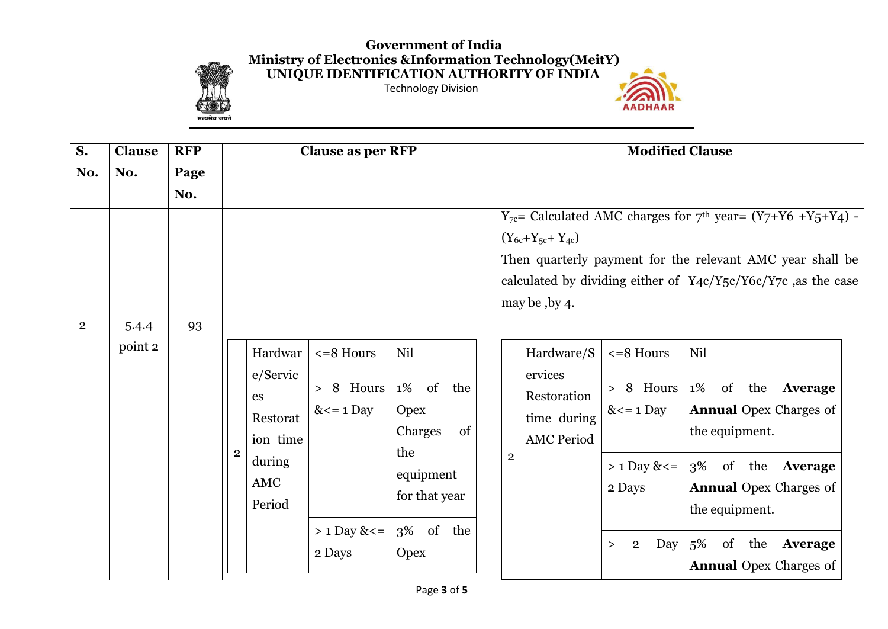**Government of India**
**Ministry of Electronics &Information Technology(MeitY)**
**UNIQUE IDENTIFICATION AUTHORITY OF INDIA**
Technology Division

| S. No. | Clause No. | RFP Page No. | Clause as per RFP | Modified Clause |
|---|---|---|---|---|
| | | | | $Y_{7c}$= Calculated AMC charges for 7[th] year= (Y7+Y6 +Y5+Y4) - ($Y_{6c}$+$Y_{5c}$+ $Y_{4c}$)<br>Then quarterly payment for the relevant AMC year shall be calculated by dividing either of Y4c/Y5c/Y6c/Y7c ,as the case may be ,by 4. |
| 2 | 5.4.4 point 2 | 93 | 2 \| Hardware/Services Restoration time during AMC Period \| <=8 Hours \| Nil<br>\| \| > 8 Hours &<= 1 Day \| 1% of the Opex Charges of the equipment for that year<br>\| \| > 1 Day &<= 2 Days \| 3% of the Opex | 2 \| Hardware/Services Restoration time during AMC Period \| <=8 Hours \| Nil<br>\| \| > 8 Hours &<= 1 Day \| 1% of the **Average Annual** Opex Charges of the equipment.<br>\| \| > 1 Day &<= 2 Days \| 3% of the **Average Annual** Opex Charges of the equipment.<br>\| \| > 2 Day \| 5% of the **Average Annual** Opex Charges of |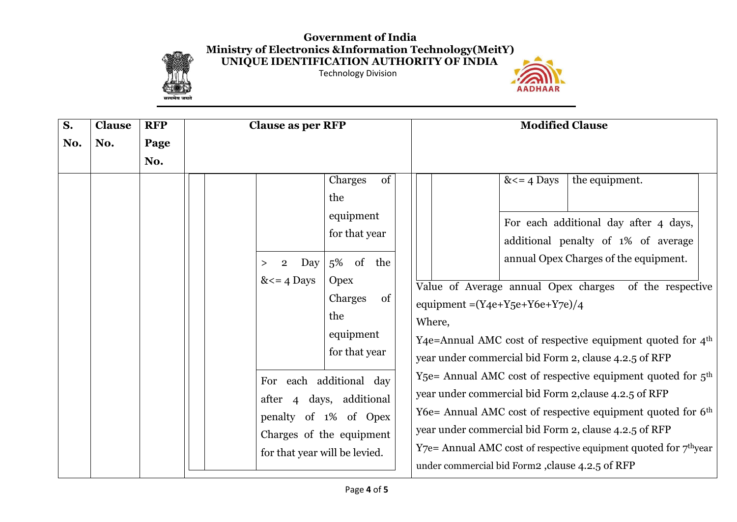# Government of India
## Ministry of Electronics &Information Technology(MeitY)
## UNIQUE IDENTIFICATION AUTHORITY OF INDIA
Technology Division

| S. No. | Clause No. | RFP Page No. | Clause as per RFP | Modified Clause |
|---|---|---|---|---|
| | | | Charges of the equipment for that year<br><br>> 2 Day &<= 4 Days — 5% of the Opex Charges of the equipment for that year<br><br>For each additional day after 4 days, additional penalty of 1% of Opex Charges of the equipment for that year will be levied. | &<= 4 Days — the equipment.<br><br>For each additional day after 4 days, additional penalty of 1% of average annual Opex Charges of the equipment.<br><br>Value of Average annual Opex charges of the respective equipment =(Y4e+Y5e+Y6e+Y7e)/4<br>Where,<br>Y4e=Annual AMC cost of respective equipment quoted for 4th year under commercial bid Form 2, clause 4.2.5 of RFP<br>Y5e= Annual AMC cost of respective equipment quoted for 5th year under commercial bid Form 2,clause 4.2.5 of RFP<br>Y6e= Annual AMC cost of respective equipment quoted for 6th year under commercial bid Form 2, clause 4.2.5 of RFP<br>Y7e= Annual AMC cost of respective equipment quoted for 7thyear under commercial bid Form2 ,clause 4.2.5 of RFP |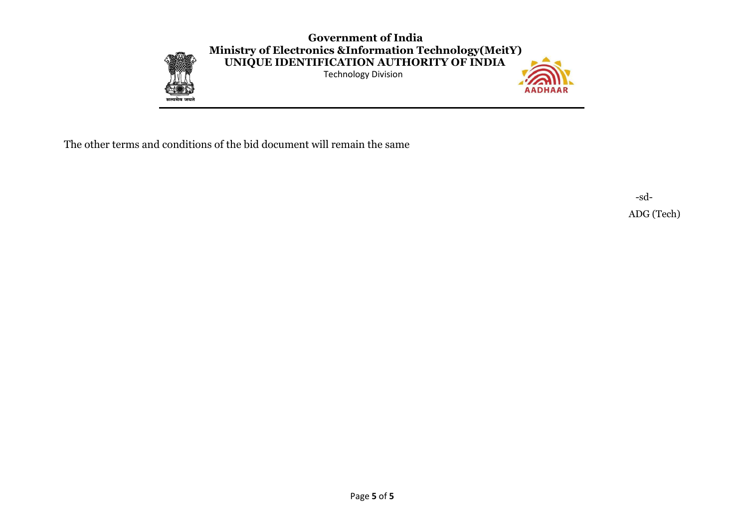The other terms and conditions of the bid document will remain the same

-sd-

ADG (Tech)